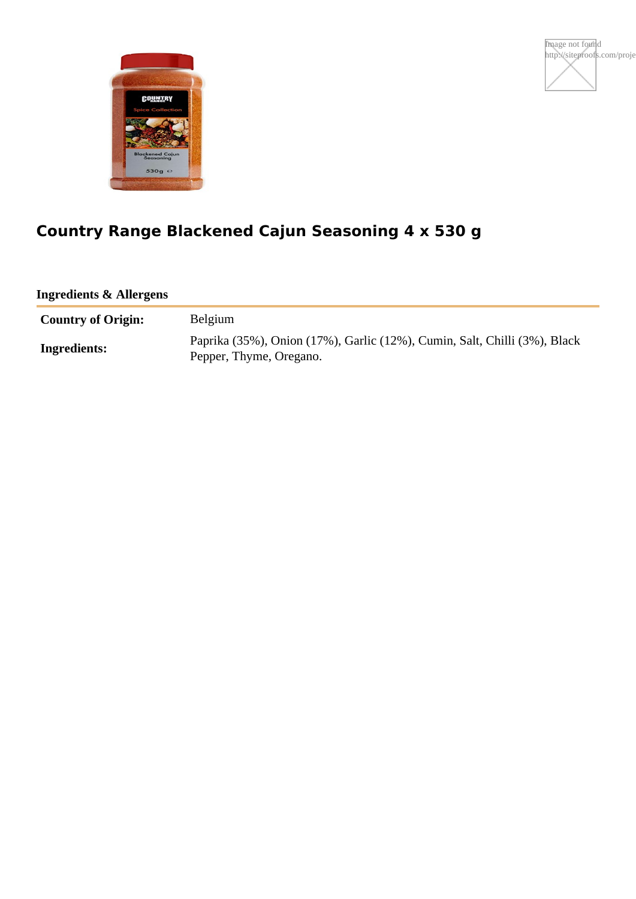# Country Range Blackened Cajun Seasoning 4 x 530 g

## Ingredients & Allergens

| | |
|---|---|
| **Country of Origin:** | Belgium |
| **Ingredients:** | Paprika (35%), Onion (17%), Garlic (12%), Cumin, Salt, Chilli (3%), Black Pepper, Thyme, Oregano. |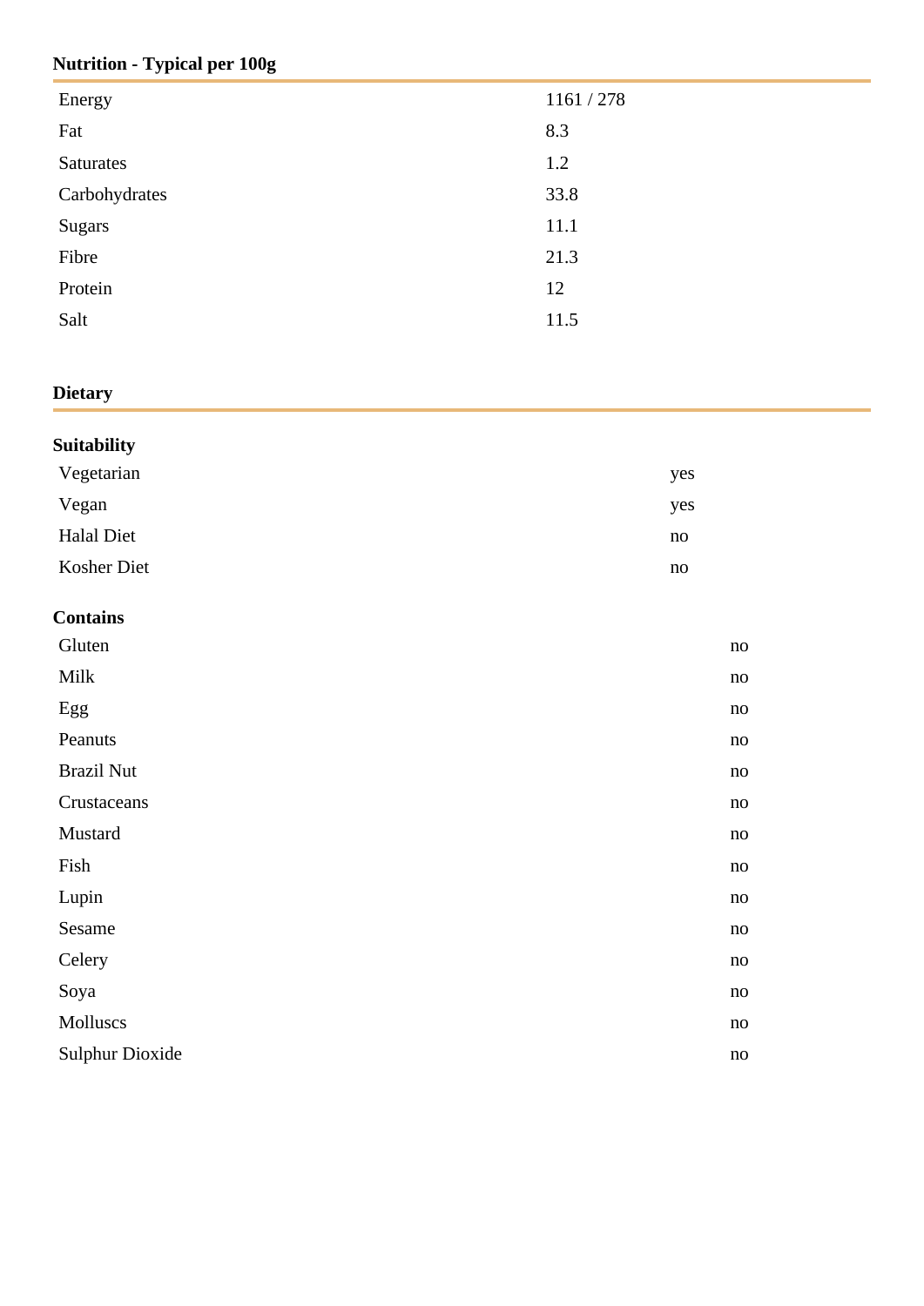## Nutrition - Typical per 100g

| | |
|---|---|
| Energy | 1161 / 278 |
| Fat | 8.3 |
| Saturates | 1.2 |
| Carbohydrates | 33.8 |
| Sugars | 11.1 |
| Fibre | 21.3 |
| Protein | 12 |
| Salt | 11.5 |

## Dietary

### Suitability

| | |
|---|---|
| Vegetarian | yes |
| Vegan | yes |
| Halal Diet | no |
| Kosher Diet | no |

### Contains

| | |
|---|---|
| Gluten | no |
| Milk | no |
| Egg | no |
| Peanuts | no |
| Brazil Nut | no |
| Crustaceans | no |
| Mustard | no |
| Fish | no |
| Lupin | no |
| Sesame | no |
| Celery | no |
| Soya | no |
| Molluscs | no |
| Sulphur Dioxide | no |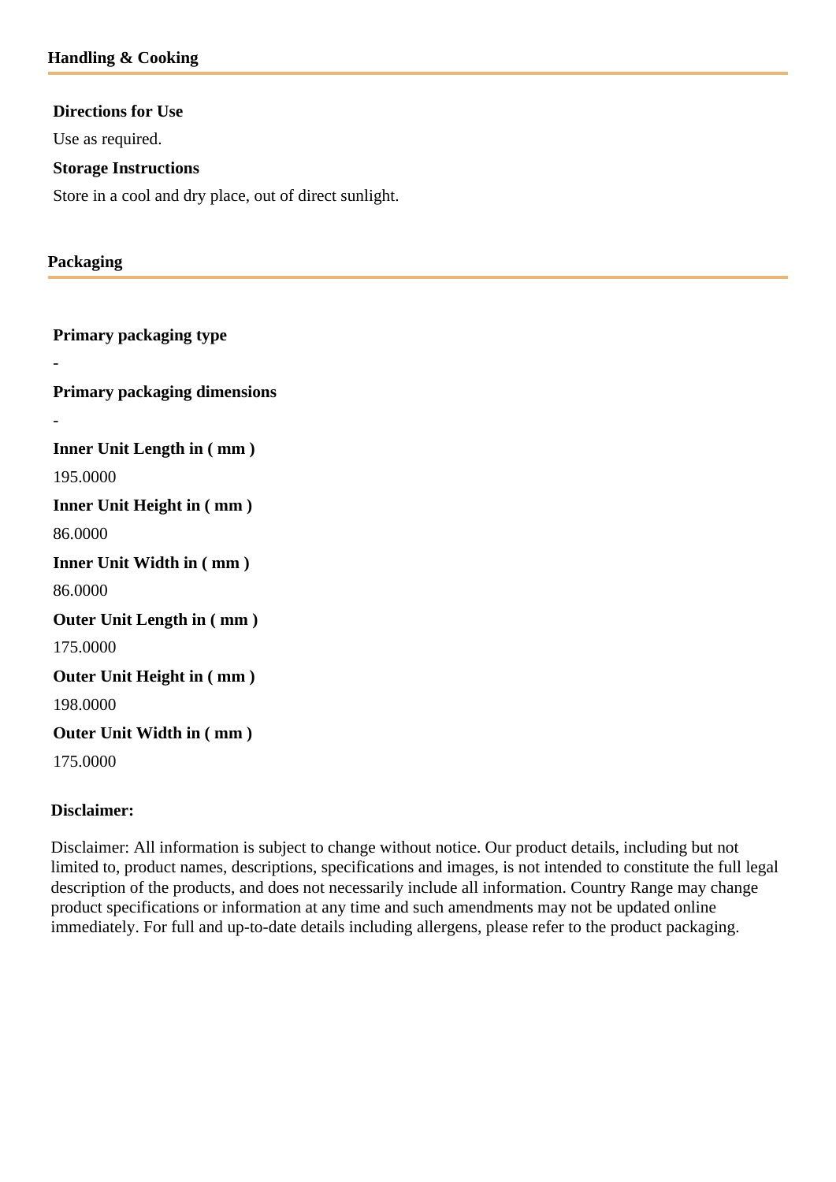## Handling & Cooking

**Directions for Use**

Use as required.

**Storage Instructions**

Store in a cool and dry place, out of direct sunlight.

## Packaging

**Primary packaging type**

-

**Primary packaging dimensions**

-

**Inner Unit Length in ( mm )**

195.0000

**Inner Unit Height in ( mm )**

86.0000

**Inner Unit Width in ( mm )**

86.0000

**Outer Unit Length in ( mm )**

175.0000

**Outer Unit Height in ( mm )**

198.0000

**Outer Unit Width in ( mm )**

175.0000

**Disclaimer:**

Disclaimer: All information is subject to change without notice. Our product details, including but not limited to, product names, descriptions, specifications and images, is not intended to constitute the full legal description of the products, and does not necessarily include all information. Country Range may change product specifications or information at any time and such amendments may not be updated online immediately. For full and up-to-date details including allergens, please refer to the product packaging.